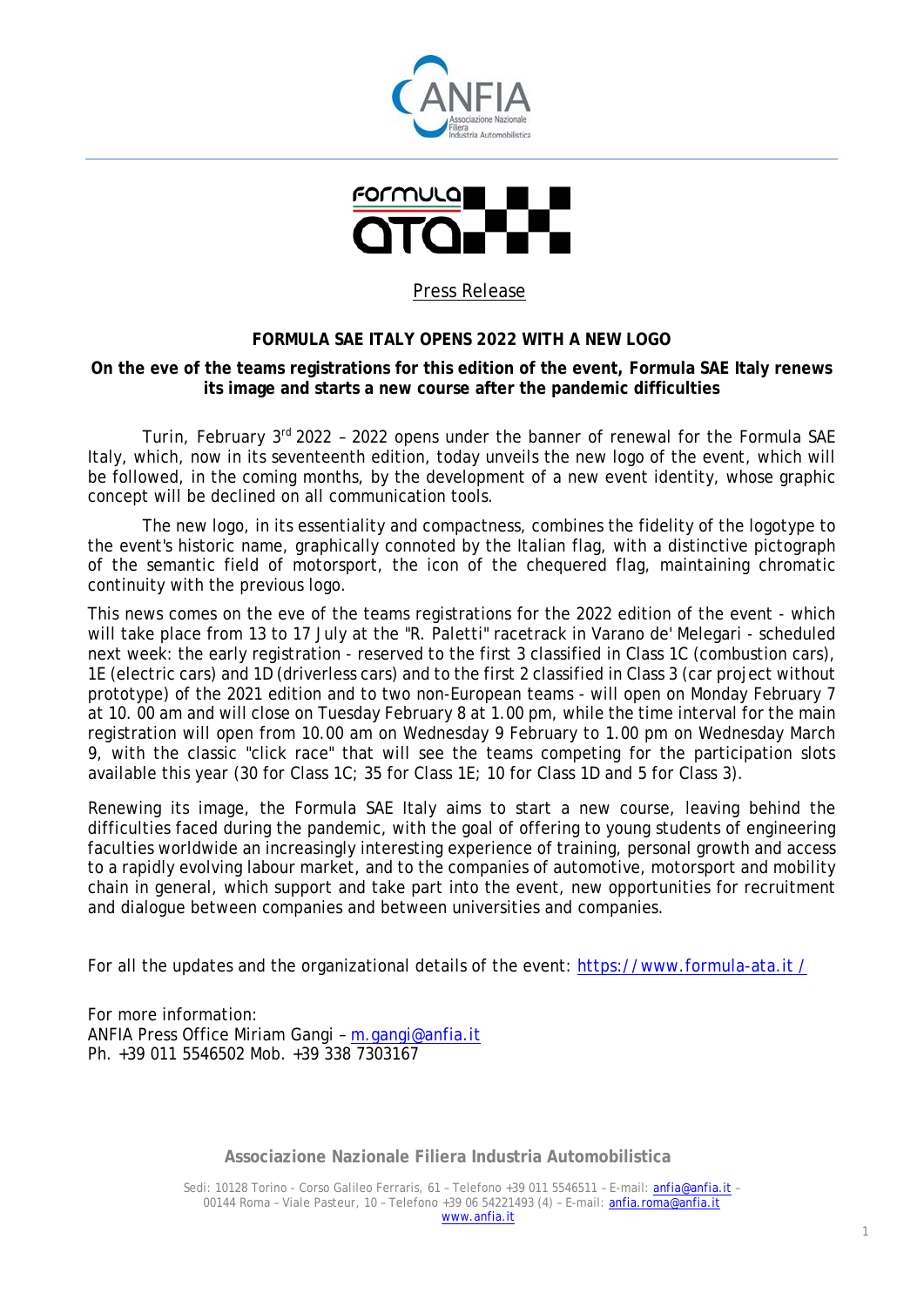Press Release

**FORMULA SAE ITALY OPENS 2022 WITH A NEW LOGO**

**On the eve of the teams registrations for this edition of the event, Formula SAE Italy renews its image and starts a new course after the pandemic difficulties**

Turin, February 3rd 2022 – 2022 opens under the banner of renewal for the Formula SAE Italy, which, now in its seventeenth edition, today unveils the new logo of the event, which will be followed, in the coming months, by the development of a new event identity, whose graphic concept will be declined on all communication tools.

The new logo, in its essentiality and compactness, combines the fidelity of the logotype to the event's historic name, graphically connoted by the Italian flag, with a distinctive pictograph of the semantic field of motorsport, the icon of the chequered flag, maintaining chromatic continuity with the previous logo.

This news comes on the eve of the teams registrations for the 2022 edition of the event - which will take place from 13 to 17 July at the "R. Paletti" racetrack in Varano de' Melegari - scheduled next week: the early registration - reserved to the first 3 classified in Class 1C (combustion cars), 1E (electric cars) and 1D (driverless cars) and to the first 2 classified in Class 3 (car project without prototype) of the 2021 edition and to two non-European teams - will open on Monday February 7 at 10. 00 am and will close on Tuesday February 8 at 1.00 pm, while the time interval for the main registration will open from 10.00 am on Wednesday 9 February to 1.00 pm on Wednesday March 9, with the classic "click race" that will see the teams competing for the participation slots available this year (30 for Class 1C; 35 for Class 1E; 10 for Class 1D and 5 for Class 3).

Renewing its image, the Formula SAE Italy aims to start a new course, leaving behind the difficulties faced during the pandemic, with the goal of offering to young students of engineering faculties worldwide an increasingly interesting experience of training, personal growth and access to a rapidly evolving labour market, and to the companies of automotive, motorsport and mobility chain in general, which support and take part into the event, new opportunities for recruitment and dialogue between companies and between universities and companies.

For all the updates and the organizational details of the event: https://www.formula-ata.it/

For more information:
ANFIA Press Office Miriam Gangi – m.gangi@anfia.it
Ph. +39 011 5546502 Mob. +39 338 7303167

**Associazione Nazionale Filiera Industria Automobilistica**

Sedi: 10128 Torino - Corso Galileo Ferraris, 61 – Telefono +39 011 5546511 – E-mail: anfia@anfia.it – 00144 Roma – Viale Pasteur, 10 – Telefono +39 06 54221493 (4) – E-mail: anfia.roma@anfia.it
www.anfia.it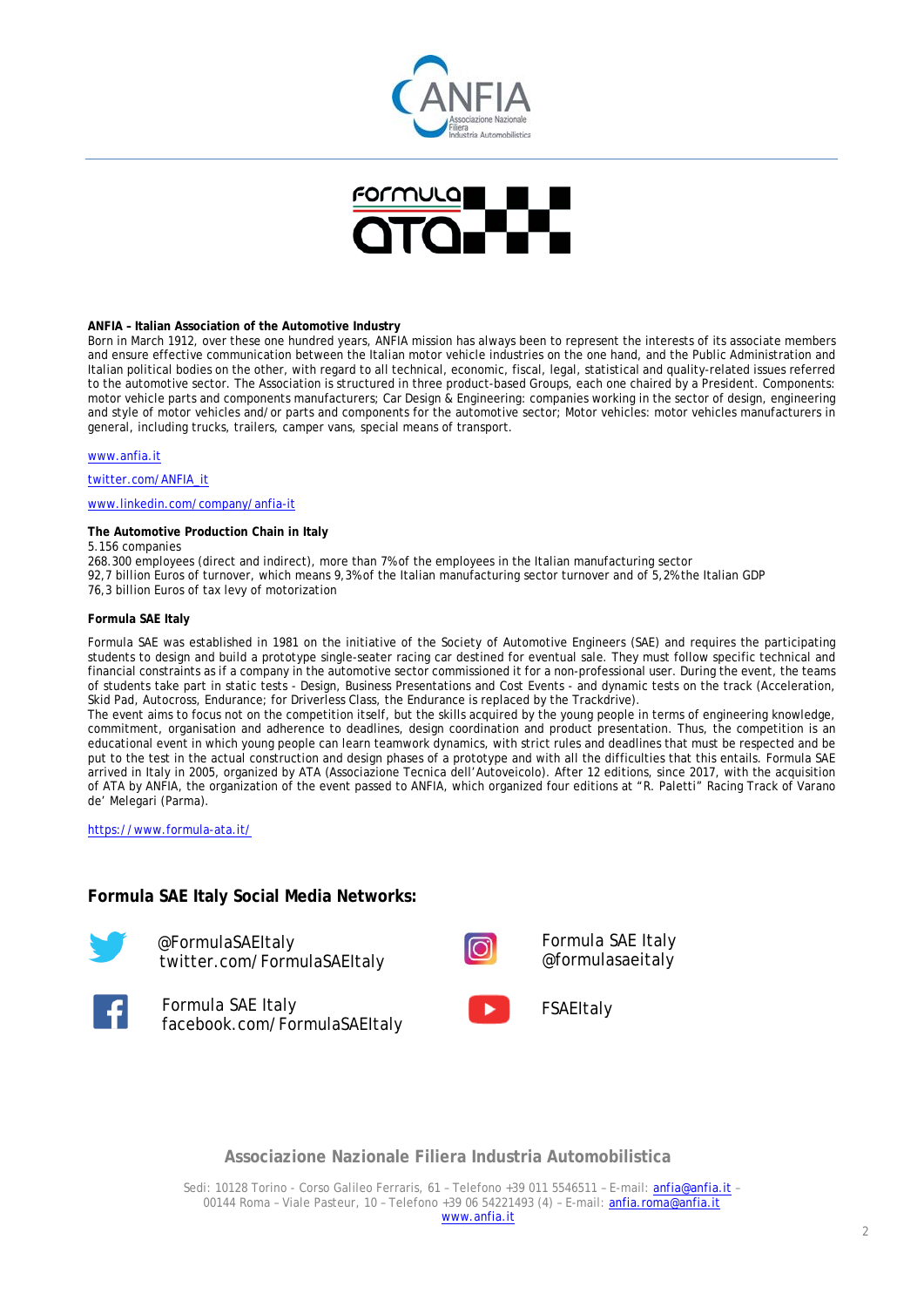**ANFIA – Italian Association of the Automotive Industry**

Born in March 1912, over these one hundred years, ANFIA mission has always been to represent the interests of its associate members and ensure effective communication between the Italian motor vehicle industries on the one hand, and the Public Administration and Italian political bodies on the other, with regard to all technical, economic, fiscal, legal, statistical and quality-related issues referred to the automotive sector. The Association is structured in three product-based Groups, each one chaired by a President. Components: motor vehicle parts and components manufacturers; Car Design & Engineering: companies working in the sector of design, engineering and style of motor vehicles and/or parts and components for the automotive sector; Motor vehicles: motor vehicles manufacturers in general, including trucks, trailers, camper vans, special means of transport.

www.anfia.it

twitter.com/ANFIA_it

www.linkedin.com/company/anfia-it

**The Automotive Production Chain in Italy**

5.156 companies
268.300 employees (direct and indirect), more than 7% of the employees in the Italian manufacturing sector
92,7 billion Euros of turnover, which means 9,3% of the Italian manufacturing sector turnover and of 5,2% the Italian GDP
76,3 billion Euros of tax levy of motorization

**Formula SAE Italy**

Formula SAE was established in 1981 on the initiative of the Society of Automotive Engineers (SAE) and requires the participating students to design and build a prototype single-seater racing car destined for eventual sale. They must follow specific technical and financial constraints as if a company in the automotive sector commissioned it for a non-professional user. During the event, the teams of students take part in static tests - Design, Business Presentations and Cost Events - and dynamic tests on the track (Acceleration, Skid Pad, Autocross, Endurance; for Driverless Class, the Endurance is replaced by the Trackdrive).
The event aims to focus not on the competition itself, but the skills acquired by the young people in terms of engineering knowledge, commitment, organisation and adherence to deadlines, design coordination and product presentation. Thus, the competition is an educational event in which young people can learn teamwork dynamics, with strict rules and deadlines that must be respected and be put to the test in the actual construction and design phases of a prototype and with all the difficulties that this entails. Formula SAE arrived in Italy in 2005, organized by ATA (Associazione Tecnica dell'Autoveicolo). After 12 editions, since 2017, with the acquisition of ATA by ANFIA, the organization of the event passed to ANFIA, which organized four editions at "R. Paletti" Racing Track of Varano de' Melegari (Parma).

https://www.formula-ata.it/

## Formula SAE Italy Social Media Networks:

@FormulaSAEItaly
twitter.com/FormulaSAEItaly

Formula SAE Italy
@formulasaeitaly

Formula SAE Italy
facebook.com/FormulaSAEItaly

FSAEItaly

**Associazione Nazionale Filiera Industria Automobilistica**

Sedi: 10128 Torino - Corso Galileo Ferraris, 61 – Telefono +39 011 5546511 – E-mail: anfia@anfia.it – 00144 Roma – Viale Pasteur, 10 – Telefono +39 06 54221493 (4) – E-mail: anfia.roma@anfia.it
www.anfia.it